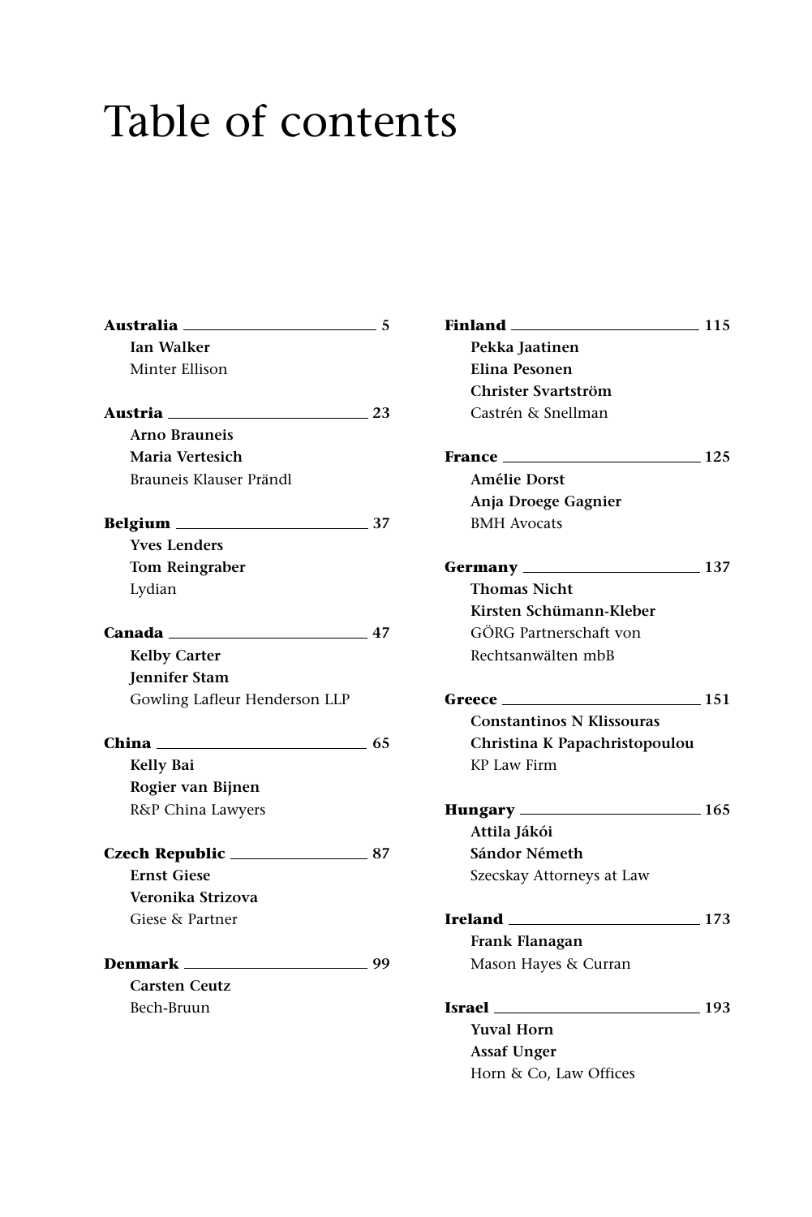# Table of contents

**Australia** — 5
**Ian Walker**
Minter Ellison

**Austria** — 23
**Arno Brauneis**
**Maria Vertesich**
Brauneis Klauser Prändl

**Belgium** — 37
**Yves Lenders**
**Tom Reingraber**
Lydian

**Canada** — 47
**Kelby Carter**
**Jennifer Stam**
Gowling Lafleur Henderson LLP

**China** — 65
**Kelly Bai**
**Rogier van Bijnen**
R&P China Lawyers

**Czech Republic** — 87
**Ernst Giese**
**Veronika Strizova**
Giese & Partner

**Denmark** — 99
**Carsten Ceutz**
Bech-Bruun

**Finland** — 115
**Pekka Jaatinen**
**Elina Pesonen**
**Christer Svartström**
Castrén & Snellman

**France** — 125
**Amélie Dorst**
**Anja Droege Gagnier**
BMH Avocats

**Germany** — 137
**Thomas Nicht**
**Kirsten Schümann-Kleber**
GÖRG Partnerschaft von Rechtsanwälten mbB

**Greece** — 151
**Constantinos N Klissouras**
**Christina K Papachristopoulou**
KP Law Firm

**Hungary** — 165
**Attila Jákói**
**Sándor Németh**
Szecskay Attorneys at Law

**Ireland** — 173
**Frank Flanagan**
Mason Hayes & Curran

**Israel** — 193
**Yuval Horn**
**Assaf Unger**
Horn & Co, Law Offices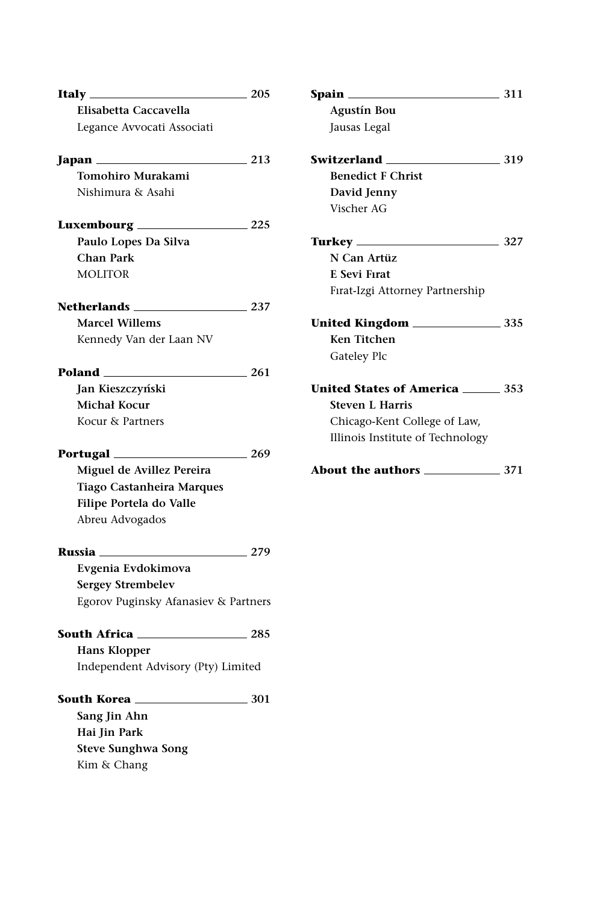**Italy** 205
**Elisabetta Caccavella**
Legance Avvocati Associati

**Japan** 213
**Tomohiro Murakami**
Nishimura & Asahi

**Luxembourg** 225
**Paulo Lopes Da Silva**
**Chan Park**
MOLITOR

**Netherlands** 237
**Marcel Willems**
Kennedy Van der Laan NV

**Poland** 261
**Jan Kieszczyński**
**Michał Kocur**
Kocur & Partners

**Portugal** 269
**Miguel de Avillez Pereira**
**Tiago Castanheira Marques**
**Filipe Portela do Valle**
Abreu Advogados

**Russia** 279
**Evgenia Evdokimova**
**Sergey Strembelev**
Egorov Puginsky Afanasiev & Partners

**South Africa** 285
**Hans Klopper**
Independent Advisory (Pty) Limited

**South Korea** 301
**Sang Jin Ahn**
**Hai Jin Park**
**Steve Sunghwa Song**
Kim & Chang

**Spain** 311
**Agustín Bou**
Jausas Legal

**Switzerland** 319
**Benedict F Christ**
**David Jenny**
Vischer AG

**Turkey** 327
**N Can Artüz**
**E Sevi Fırat**
Fırat-Izgi Attorney Partnership

**United Kingdom** 335
**Ken Titchen**
Gateley Plc

**United States of America** 353
**Steven L Harris**
Chicago-Kent College of Law,
Illinois Institute of Technology

**About the authors** 371